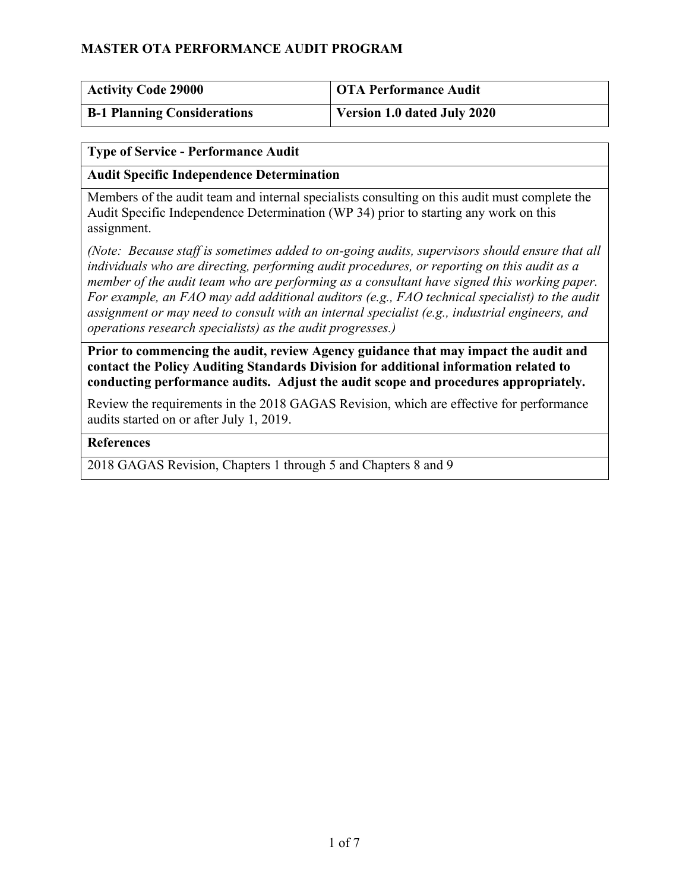# MASTER OTA PERFORMANCE AUDIT PROGRAM

| **Activity Code 29000** | **OTA Performance Audit** |
| --- | --- |
| **B-1 Planning Considerations** | **Version 1.0 dated July 2020** |

| **Type of Service - Performance Audit** |
| --- |
| **Audit Specific Independence Determination** |
| Members of the audit team and internal specialists consulting on this audit must complete the Audit Specific Independence Determination (WP 34) prior to starting any work on this assignment.<br><br>*(Note: Because staff is sometimes added to on-going audits, supervisors should ensure that all individuals who are directing, performing audit procedures, or reporting on this audit as a member of the audit team who are performing as a consultant have signed this working paper. For example, an FAO may add additional auditors (e.g., FAO technical specialist) to the audit assignment or may need to consult with an internal specialist (e.g., industrial engineers, and operations research specialists) as the audit progresses.)* |
| **Prior to commencing the audit, review Agency guidance that may impact the audit and contact the Policy Auditing Standards Division for additional information related to conducting performance audits. Adjust the audit scope and procedures appropriately.**<br><br>Review the requirements in the 2018 GAGAS Revision, which are effective for performance audits started on or after July 1, 2019. |
| **References** |
| 2018 GAGAS Revision, Chapters 1 through 5 and Chapters 8 and 9 |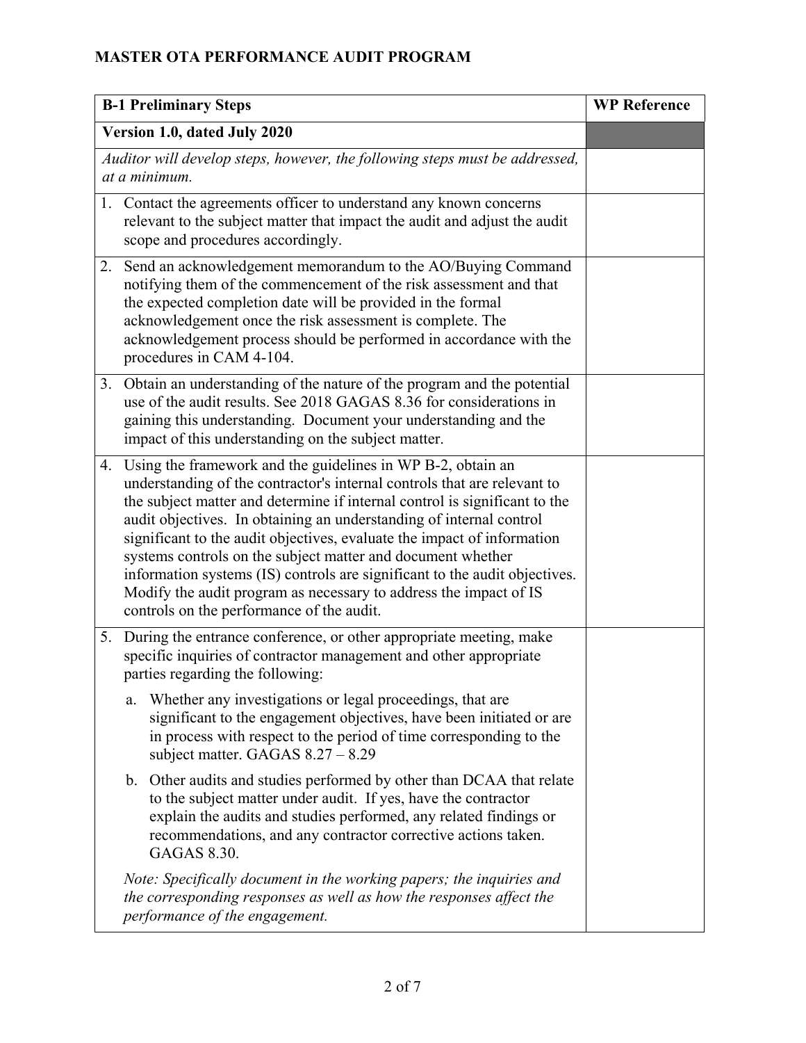# MASTER OTA PERFORMANCE AUDIT PROGRAM

| B-1 Preliminary Steps | WP Reference |
|---|---|
| **Version 1.0, dated July 2020** | |
| *Auditor will develop steps, however, the following steps must be addressed, at a minimum.* | |
| 1. Contact the agreements officer to understand any known concerns relevant to the subject matter that impact the audit and adjust the audit scope and procedures accordingly. | |
| 2. Send an acknowledgement memorandum to the AO/Buying Command notifying them of the commencement of the risk assessment and that the expected completion date will be provided in the formal acknowledgement once the risk assessment is complete. The acknowledgement process should be performed in accordance with the procedures in CAM 4-104. | |
| 3. Obtain an understanding of the nature of the program and the potential use of the audit results. See 2018 GAGAS 8.36 for considerations in gaining this understanding. Document your understanding and the impact of this understanding on the subject matter. | |
| 4. Using the framework and the guidelines in WP B-2, obtain an understanding of the contractor's internal controls that are relevant to the subject matter and determine if internal control is significant to the audit objectives. In obtaining an understanding of internal control significant to the audit objectives, evaluate the impact of information systems controls on the subject matter and document whether information systems (IS) controls are significant to the audit objectives. Modify the audit program as necessary to address the impact of IS controls on the performance of the audit. | |
| 5. During the entrance conference, or other appropriate meeting, make specific inquiries of contractor management and other appropriate parties regarding the following:<br><br>a. Whether any investigations or legal proceedings, that are significant to the engagement objectives, have been initiated or are in process with respect to the period of time corresponding to the subject matter. GAGAS 8.27 – 8.29<br><br>b. Other audits and studies performed by other than DCAA that relate to the subject matter under audit. If yes, have the contractor explain the audits and studies performed, any related findings or recommendations, and any contractor corrective actions taken. GAGAS 8.30.<br><br>*Note: Specifically document in the working papers; the inquiries and the corresponding responses as well as how the responses affect the performance of the engagement.* | |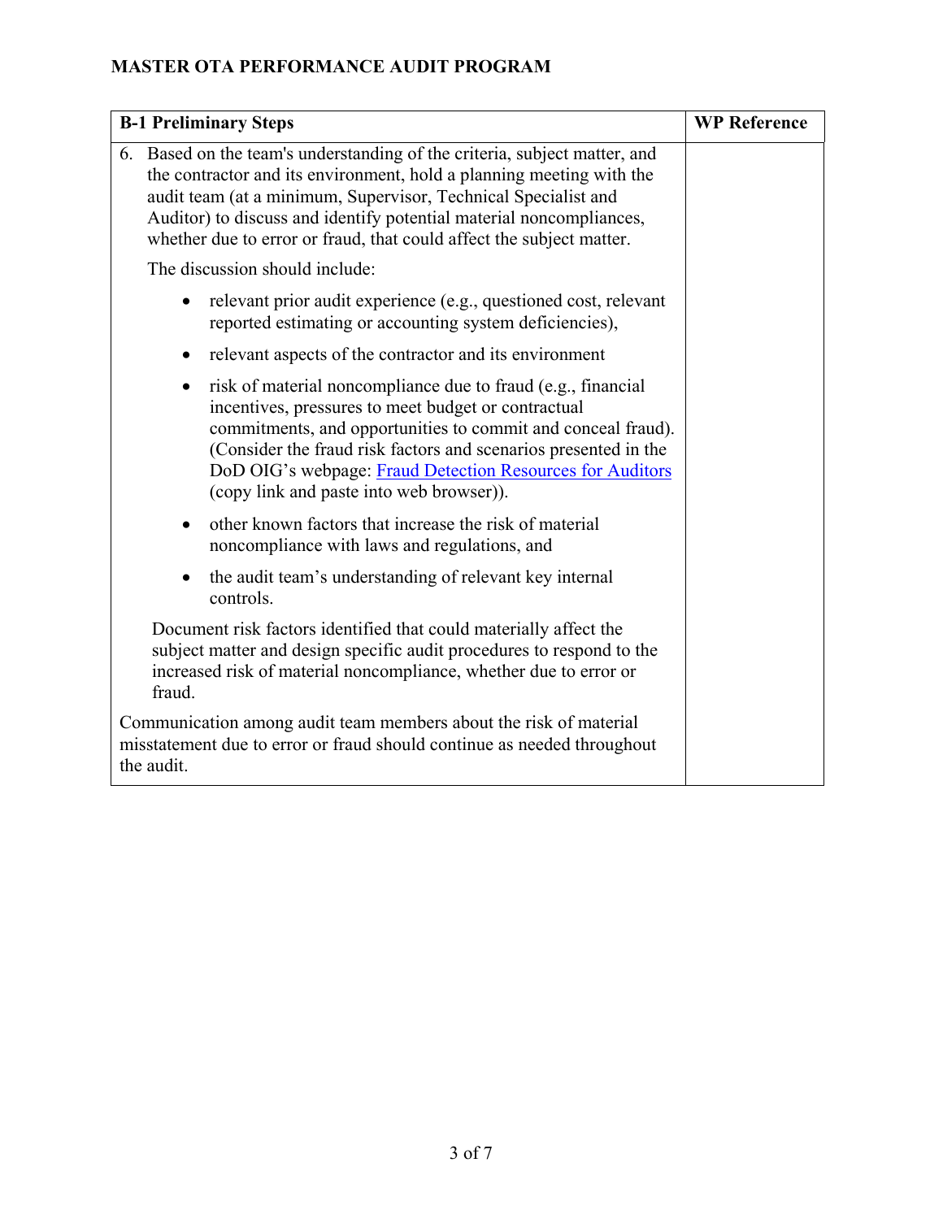## MASTER OTA PERFORMANCE AUDIT PROGRAM

| B-1 Preliminary Steps | WP Reference |
| --- | --- |
| 6. Based on the team's understanding of the criteria, subject matter, and the contractor and its environment, hold a planning meeting with the audit team (at a minimum, Supervisor, Technical Specialist and Auditor) to discuss and identify potential material noncompliances, whether due to error or fraud, that could affect the subject matter.<br><br>The discussion should include:<br><br>• relevant prior audit experience (e.g., questioned cost, relevant reported estimating or accounting system deficiencies),<br>• relevant aspects of the contractor and its environment<br>• risk of material noncompliance due to fraud (e.g., financial incentives, pressures to meet budget or contractual commitments, and opportunities to commit and conceal fraud). (Consider the fraud risk factors and scenarios presented in the DoD OIG's webpage: Fraud Detection Resources for Auditors (copy link and paste into web browser)).<br>• other known factors that increase the risk of material noncompliance with laws and regulations, and<br>• the audit team's understanding of relevant key internal controls.<br><br>Document risk factors identified that could materially affect the subject matter and design specific audit procedures to respond to the increased risk of material noncompliance, whether due to error or fraud.<br><br>Communication among audit team members about the risk of material misstatement due to error or fraud should continue as needed throughout the audit. | |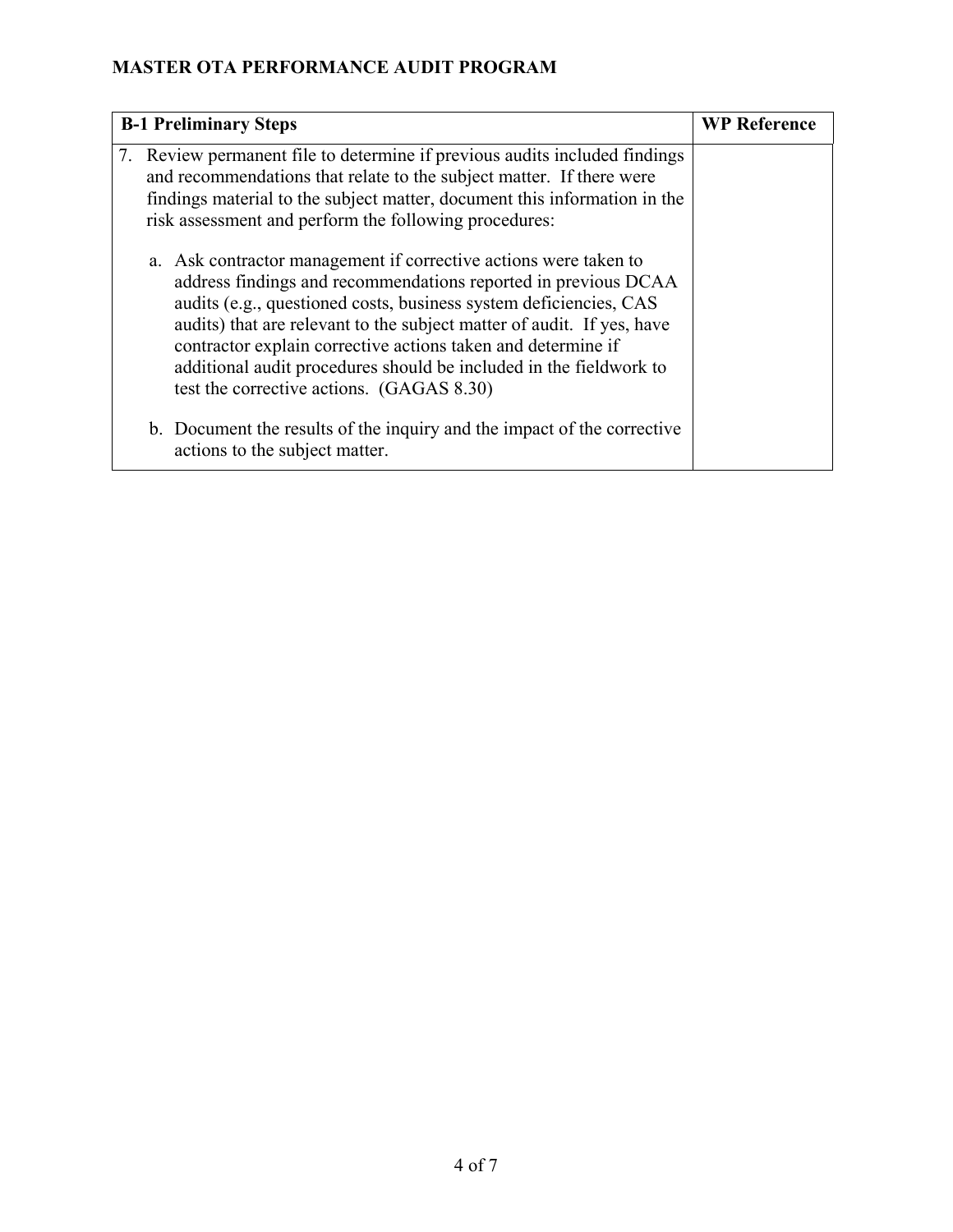## MASTER OTA PERFORMANCE AUDIT PROGRAM

| B-1 Preliminary Steps | WP Reference |
| --- | --- |
| 7. Review permanent file to determine if previous audits included findings and recommendations that relate to the subject matter. If there were findings material to the subject matter, document this information in the risk assessment and perform the following procedures:<br><br>a. Ask contractor management if corrective actions were taken to address findings and recommendations reported in previous DCAA audits (e.g., questioned costs, business system deficiencies, CAS audits) that are relevant to the subject matter of audit. If yes, have contractor explain corrective actions taken and determine if additional audit procedures should be included in the fieldwork to test the corrective actions. (GAGAS 8.30)<br><br>b. Document the results of the inquiry and the impact of the corrective actions to the subject matter. | |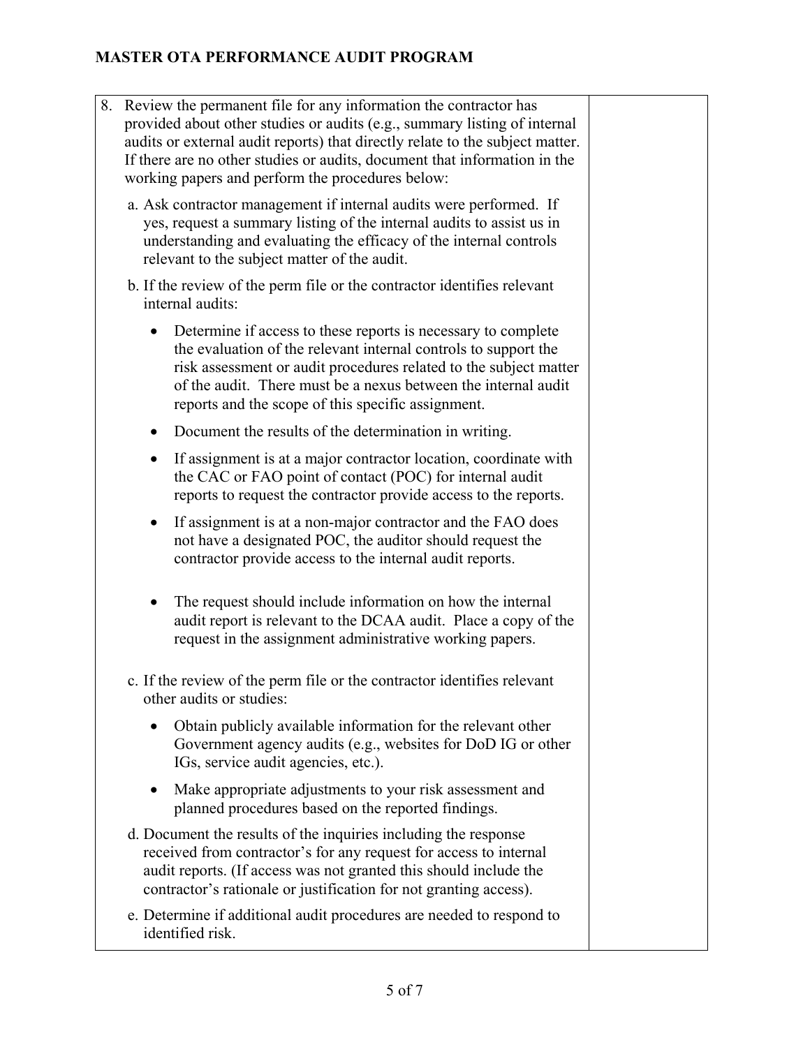| | |
|---|---|
| 8. Review the permanent file for any information the contractor has provided about other studies or audits (e.g., summary listing of internal audits or external audit reports) that directly relate to the subject matter. If there are no other studies or audits, document that information in the working papers and perform the procedures below:<br><br>a. Ask contractor management if internal audits were performed. If yes, request a summary listing of the internal audits to assist us in understanding and evaluating the efficacy of the internal controls relevant to the subject matter of the audit.<br><br>b. If the review of the perm file or the contractor identifies relevant internal audits:<br>• Determine if access to these reports is necessary to complete the evaluation of the relevant internal controls to support the risk assessment or audit procedures related to the subject matter of the audit. There must be a nexus between the internal audit reports and the scope of this specific assignment.<br>• Document the results of the determination in writing.<br>• If assignment is at a major contractor location, coordinate with the CAC or FAO point of contact (POC) for internal audit reports to request the contractor provide access to the reports.<br>• If assignment is at a non-major contractor and the FAO does not have a designated POC, the auditor should request the contractor provide access to the internal audit reports.<br>• The request should include information on how the internal audit report is relevant to the DCAA audit. Place a copy of the request in the assignment administrative working papers.<br><br>c. If the review of the perm file or the contractor identifies relevant other audits or studies:<br>• Obtain publicly available information for the relevant other Government agency audits (e.g., websites for DoD IG or other IGs, service audit agencies, etc.).<br>• Make appropriate adjustments to your risk assessment and planned procedures based on the reported findings.<br><br>d. Document the results of the inquiries including the response received from contractor's for any request for access to internal audit reports. (If access was not granted this should include the contractor's rationale or justification for not granting access).<br><br>e. Determine if additional audit procedures are needed to respond to identified risk. | |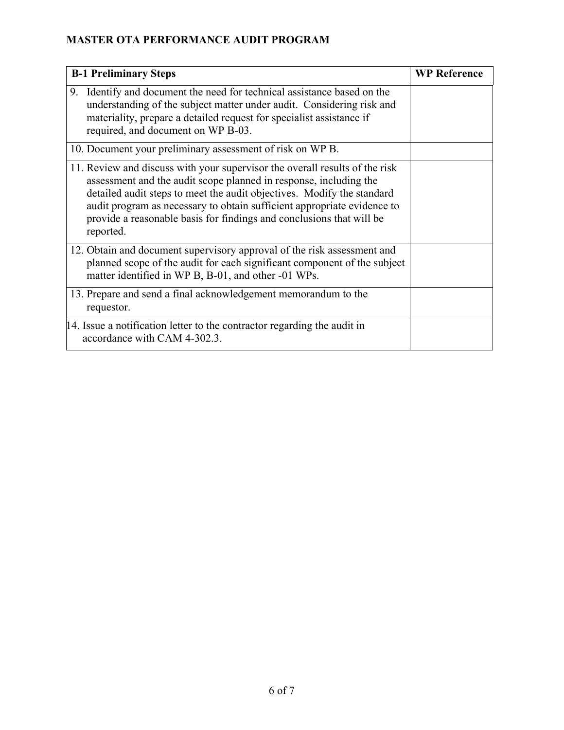## MASTER OTA PERFORMANCE AUDIT PROGRAM

| B-1 Preliminary Steps | WP Reference |
|---|---|
| 9. Identify and document the need for technical assistance based on the understanding of the subject matter under audit. Considering risk and materiality, prepare a detailed request for specialist assistance if required, and document on WP B-03. | |
| 10. Document your preliminary assessment of risk on WP B. | |
| 11. Review and discuss with your supervisor the overall results of the risk assessment and the audit scope planned in response, including the detailed audit steps to meet the audit objectives. Modify the standard audit program as necessary to obtain sufficient appropriate evidence to provide a reasonable basis for findings and conclusions that will be reported. | |
| 12. Obtain and document supervisory approval of the risk assessment and planned scope of the audit for each significant component of the subject matter identified in WP B, B-01, and other -01 WPs. | |
| 13. Prepare and send a final acknowledgement memorandum to the requestor. | |
| 14. Issue a notification letter to the contractor regarding the audit in accordance with CAM 4-302.3. | |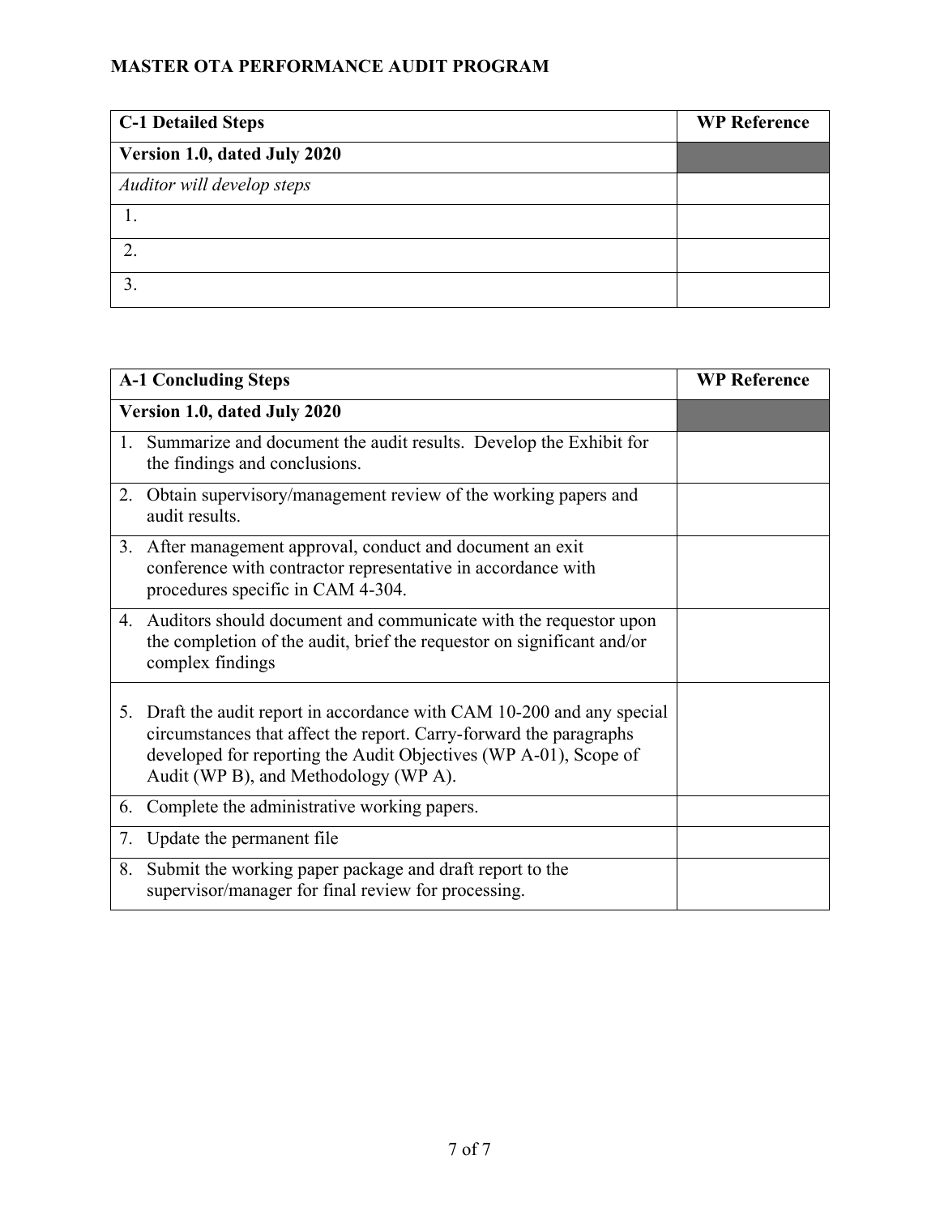## MASTER OTA PERFORMANCE AUDIT PROGRAM

| C-1 Detailed Steps | WP Reference |
| --- | --- |
| **Version 1.0, dated July 2020** | |
| *Auditor will develop steps* | |
| 1. | |
| 2. | |
| 3. | |

| A-1 Concluding Steps | WP Reference |
| --- | --- |
| **Version 1.0, dated July 2020** | |
| 1. Summarize and document the audit results. Develop the Exhibit for the findings and conclusions. | |
| 2. Obtain supervisory/management review of the working papers and audit results. | |
| 3. After management approval, conduct and document an exit conference with contractor representative in accordance with procedures specific in CAM 4-304. | |
| 4. Auditors should document and communicate with the requestor upon the completion of the audit, brief the requestor on significant and/or complex findings | |
| 5. Draft the audit report in accordance with CAM 10-200 and any special circumstances that affect the report. Carry-forward the paragraphs developed for reporting the Audit Objectives (WP A-01), Scope of Audit (WP B), and Methodology (WP A). | |
| 6. Complete the administrative working papers. | |
| 7. Update the permanent file | |
| 8. Submit the working paper package and draft report to the supervisor/manager for final review for processing. | |